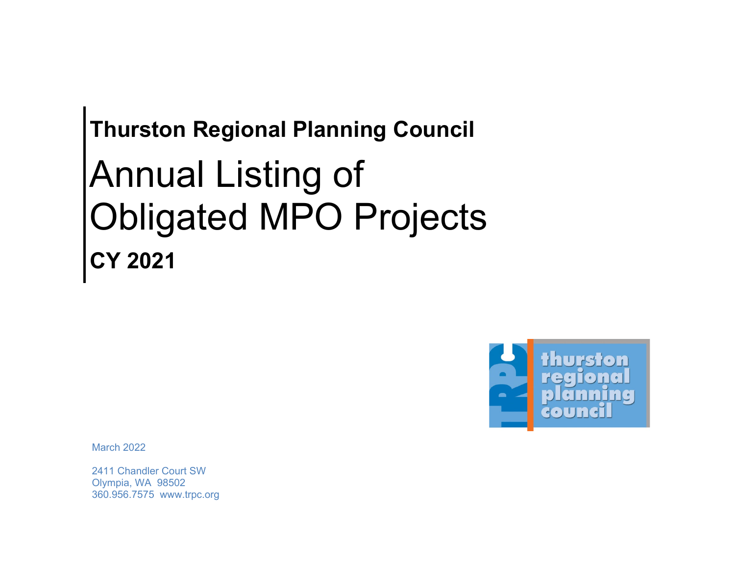**Thurston Regional Planning Council**

# Annual Listing of Obligated MPO Projects

**CY 2021**

thurston regional planning council

March 2022

2411 Chandler Court SW
Olympia, WA 98502
360.956.7575 www.trpc.org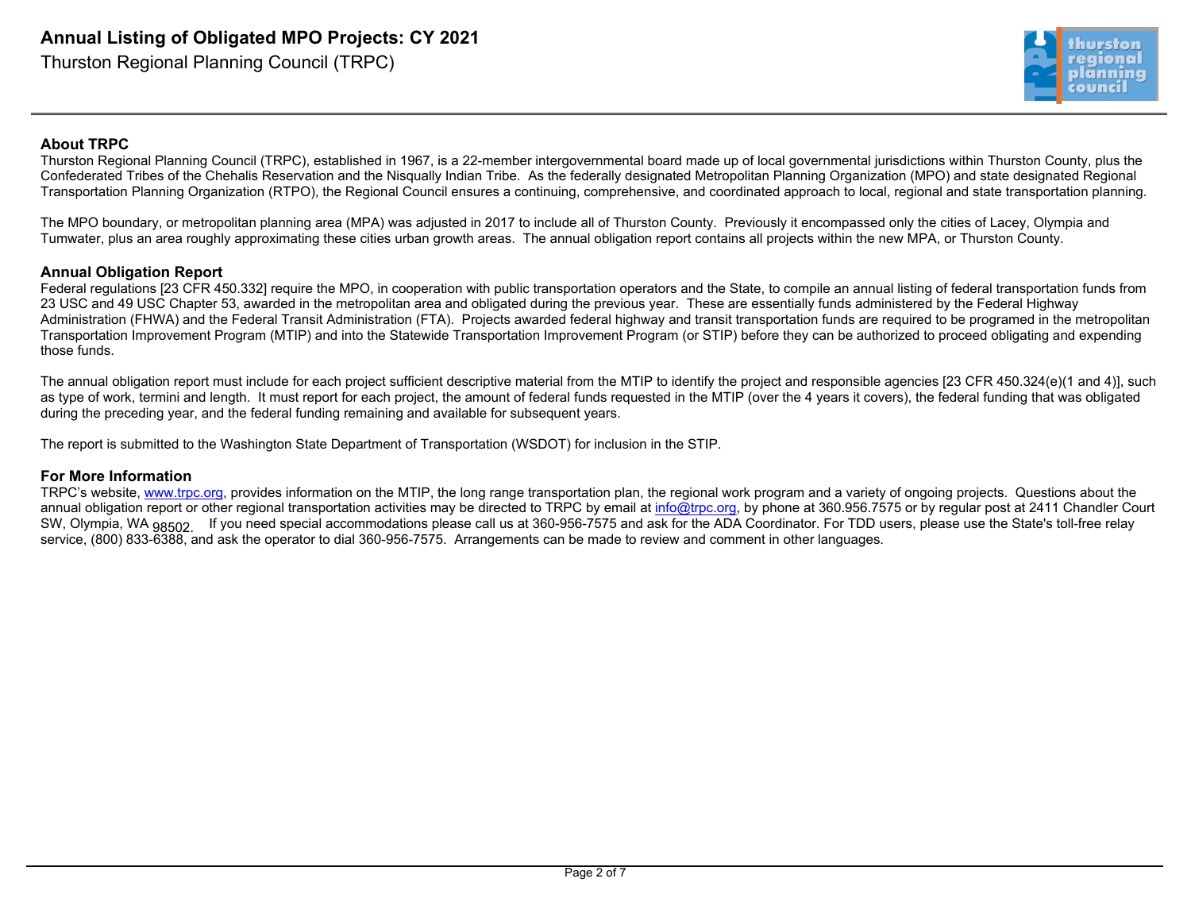# Annual Listing of Obligated MPO Projects: CY 2021

Thurston Regional Planning Council (TRPC)

## About TRPC

Thurston Regional Planning Council (TRPC), established in 1967, is a 22-member intergovernmental board made up of local governmental jurisdictions within Thurston County, plus the Confederated Tribes of the Chehalis Reservation and the Nisqually Indian Tribe. As the federally designated Metropolitan Planning Organization (MPO) and state designated Regional Transportation Planning Organization (RTPO), the Regional Council ensures a continuing, comprehensive, and coordinated approach to local, regional and state transportation planning.

The MPO boundary, or metropolitan planning area (MPA) was adjusted in 2017 to include all of Thurston County. Previously it encompassed only the cities of Lacey, Olympia and Tumwater, plus an area roughly approximating these cities urban growth areas. The annual obligation report contains all projects within the new MPA, or Thurston County.

## Annual Obligation Report

Federal regulations [23 CFR 450.332] require the MPO, in cooperation with public transportation operators and the State, to compile an annual listing of federal transportation funds from 23 USC and 49 USC Chapter 53, awarded in the metropolitan area and obligated during the previous year. These are essentially funds administered by the Federal Highway Administration (FHWA) and the Federal Transit Administration (FTA). Projects awarded federal highway and transit transportation funds are required to be programed in the metropolitan Transportation Improvement Program (MTIP) and into the Statewide Transportation Improvement Program (or STIP) before they can be authorized to proceed obligating and expending those funds.

The annual obligation report must include for each project sufficient descriptive material from the MTIP to identify the project and responsible agencies [23 CFR 450.324(e)(1 and 4)], such as type of work, termini and length. It must report for each project, the amount of federal funds requested in the MTIP (over the 4 years it covers), the federal funding that was obligated during the preceding year, and the federal funding remaining and available for subsequent years.

The report is submitted to the Washington State Department of Transportation (WSDOT) for inclusion in the STIP.

## For More Information

TRPC's website, www.trpc.org, provides information on the MTIP, the long range transportation plan, the regional work program and a variety of ongoing projects. Questions about the annual obligation report or other regional transportation activities may be directed to TRPC by email at info@trpc.org, by phone at 360.956.7575 or by regular post at 2411 Chandler Court SW, Olympia, WA 98502. If you need special accommodations please call us at 360-956-7575 and ask for the ADA Coordinator. For TDD users, please use the State's toll-free relay service, (800) 833-6388, and ask the operator to dial 360-956-7575. Arrangements can be made to review and comment in other languages.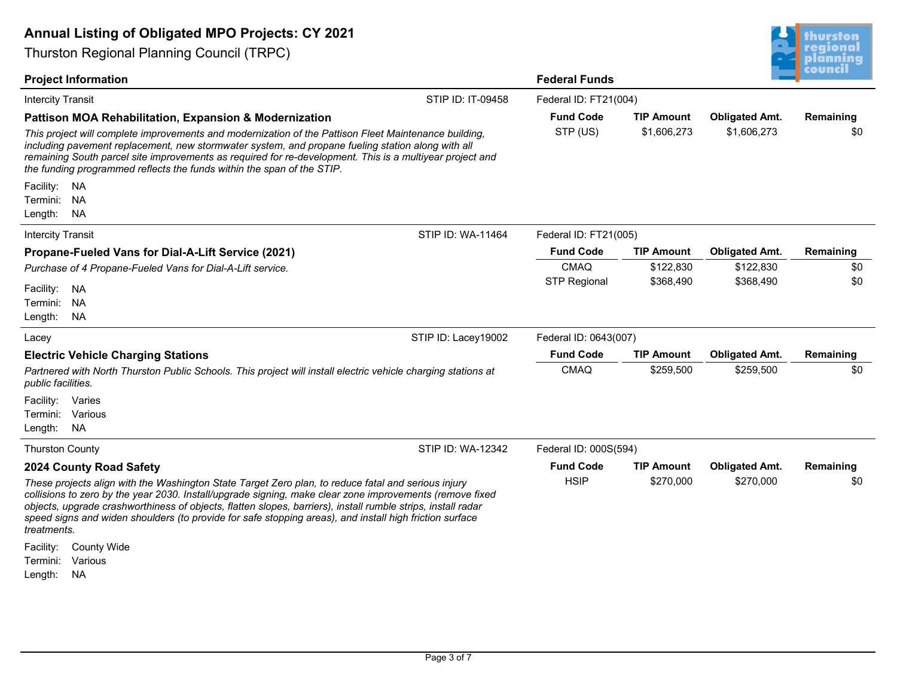# Annual Listing of Obligated MPO Projects: CY 2021

Thurston Regional Planning Council (TRPC)

**Project Information** | **Federal Funds**

---

Intercity Transit — STIP ID: IT-09458 — Federal ID: FT21(004)

### Pattison MOA Rehabilitation, Expansion & Modernization

*This project will complete improvements and modernization of the Pattison Fleet Maintenance building, including pavement replacement, new stormwater system, and propane fueling station along with all remaining South parcel site improvements as required for re-development. This is a multiyear project and the funding programmed reflects the funds within the span of the STIP.*

Facility: NA
Termini: NA
Length: NA

| Fund Code | TIP Amount | Obligated Amt. | Remaining |
|---|---|---|---|
| STP (US) | $1,606,273 | $1,606,273 | $0 |

---

Intercity Transit — STIP ID: WA-11464 — Federal ID: FT21(005)

### Propane-Fueled Vans for Dial-A-Lift Service (2021)

*Purchase of 4 Propane-Fueled Vans for Dial-A-Lift service.*

Facility: NA
Termini: NA
Length: NA

| Fund Code | TIP Amount | Obligated Amt. | Remaining |
|---|---|---|---|
| CMAQ | $122,830 | $122,830 | $0 |
| STP Regional | $368,490 | $368,490 | $0 |

---

Lacey — STIP ID: Lacey19002 — Federal ID: 0643(007)

### Electric Vehicle Charging Stations

*Partnered with North Thurston Public Schools. This project will install electric vehicle charging stations at public facilities.*

Facility: Varies
Termini: Various
Length: NA

| Fund Code | TIP Amount | Obligated Amt. | Remaining |
|---|---|---|---|
| CMAQ | $259,500 | $259,500 | $0 |

---

Thurston County — STIP ID: WA-12342 — Federal ID: 000S(594)

### 2024 County Road Safety

*These projects align with the Washington State Target Zero plan, to reduce fatal and serious injury collisions to zero by the year 2030. Install/upgrade signing, make clear zone improvements (remove fixed objects, upgrade crashworthiness of objects, flatten slopes, barriers), install rumble strips, install radar speed signs and widen shoulders (to provide for safe stopping areas), and install high friction surface treatments.*

Facility: County Wide
Termini: Various
Length: NA

| Fund Code | TIP Amount | Obligated Amt. | Remaining |
|---|---|---|---|
| HSIP | $270,000 | $270,000 | $0 |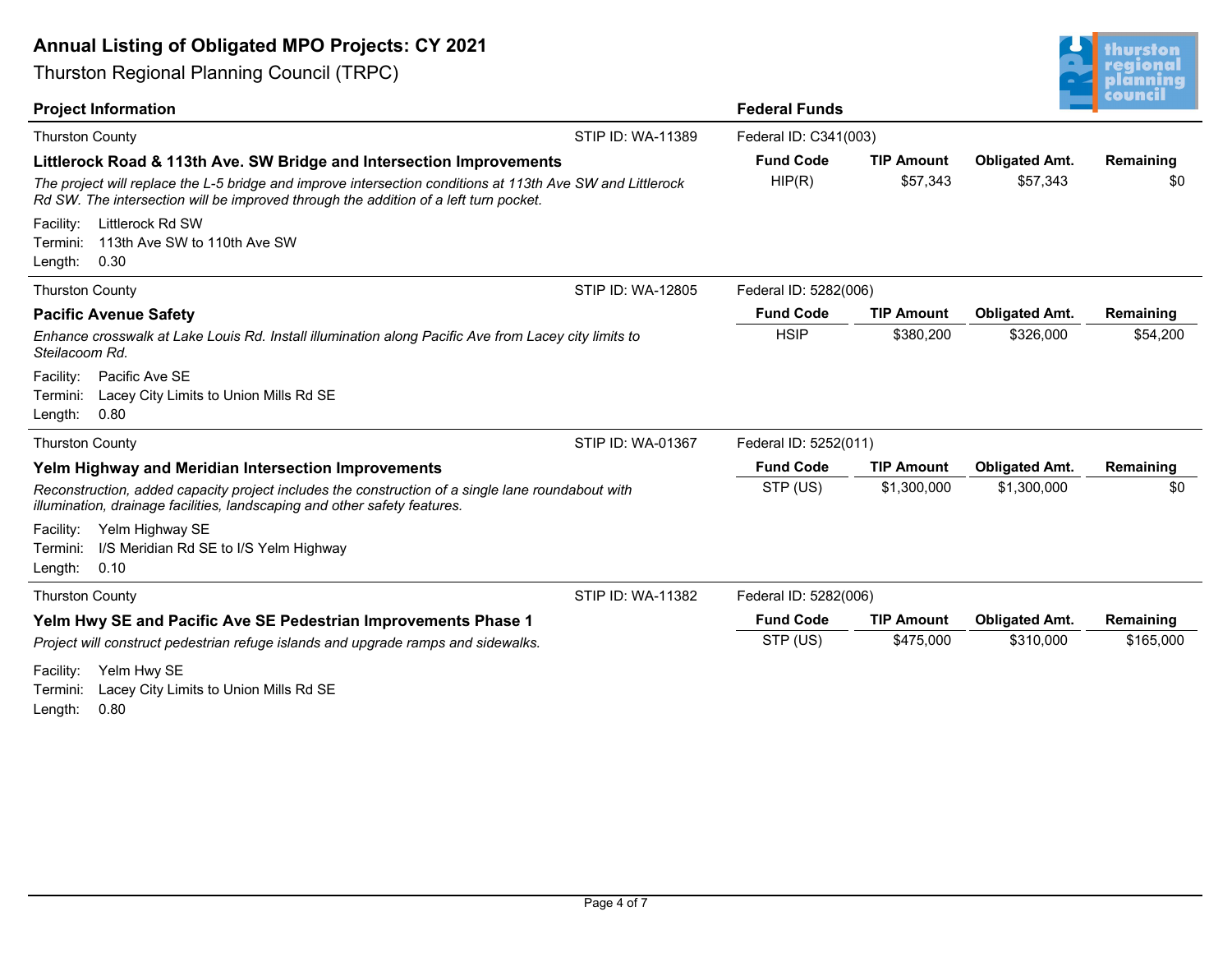# Annual Listing of Obligated MPO Projects: CY 2021

Thurston Regional Planning Council (TRPC)

**Project Information** | **Federal Funds**

---

Thurston County — STIP ID: WA-11389 — Federal ID: C341(003)

### Littlerock Road & 113th Ave. SW Bridge and Intersection Improvements

*The project will replace the L-5 bridge and improve intersection conditions at 113th Ave SW and Littlerock Rd SW. The intersection will be improved through the addition of a left turn pocket.*

Facility: Littlerock Rd SW
Termini: 113th Ave SW to 110th Ave SW
Length: 0.30

| Fund Code | TIP Amount | Obligated Amt. | Remaining |
|---|---|---|---|
| HIP(R) | $57,343 | $57,343 | $0 |

---

Thurston County — STIP ID: WA-12805 — Federal ID: 5282(006)

### Pacific Avenue Safety

*Enhance crosswalk at Lake Louis Rd. Install illumination along Pacific Ave from Lacey city limits to Steilacoom Rd.*

Facility: Pacific Ave SE
Termini: Lacey City Limits to Union Mills Rd SE
Length: 0.80

| Fund Code | TIP Amount | Obligated Amt. | Remaining |
|---|---|---|---|
| HSIP | $380,200 | $326,000 | $54,200 |

---

Thurston County — STIP ID: WA-01367 — Federal ID: 5252(011)

### Yelm Highway and Meridian Intersection Improvements

*Reconstruction, added capacity project includes the construction of a single lane roundabout with illumination, drainage facilities, landscaping and other safety features.*

Facility: Yelm Highway SE
Termini: I/S Meridian Rd SE to I/S Yelm Highway
Length: 0.10

| Fund Code | TIP Amount | Obligated Amt. | Remaining |
|---|---|---|---|
| STP (US) | $1,300,000 | $1,300,000 | $0 |

---

Thurston County — STIP ID: WA-11382 — Federal ID: 5282(006)

### Yelm Hwy SE and Pacific Ave SE Pedestrian Improvements Phase 1

*Project will construct pedestrian refuge islands and upgrade ramps and sidewalks.*

Facility: Yelm Hwy SE
Termini: Lacey City Limits to Union Mills Rd SE
Length: 0.80

| Fund Code | TIP Amount | Obligated Amt. | Remaining |
|---|---|---|---|
| STP (US) | $475,000 | $310,000 | $165,000 |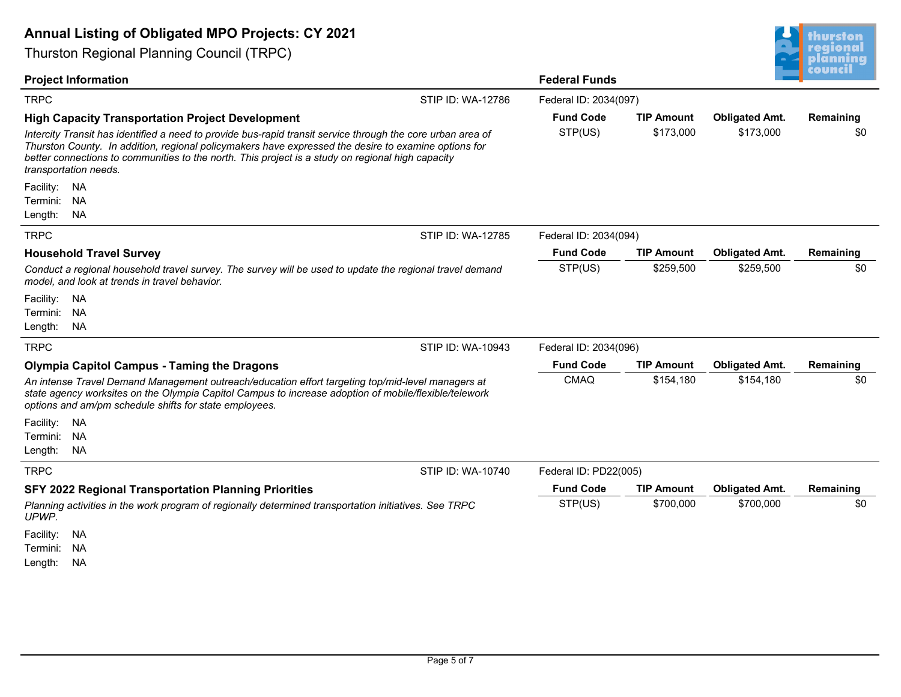# Annual Listing of Obligated MPO Projects: CY 2021

Thurston Regional Planning Council (TRPC)

**Project Information** | **Federal Funds**

---

TRPC — STIP ID: WA-12786 — Federal ID: 2034(097)

### High Capacity Transportation Project Development

*Intercity Transit has identified a need to provide bus-rapid transit service through the core urban area of Thurston County. In addition, regional policymakers have expressed the desire to examine options for better connections to communities to the north. This project is a study on regional high capacity transportation needs.*

Facility: NA
Termini: NA
Length: NA

| Fund Code | TIP Amount | Obligated Amt. | Remaining |
|---|---|---|---|
| STP(US) | $173,000 | $173,000 | $0 |

---

TRPC — STIP ID: WA-12785 — Federal ID: 2034(094)

### Household Travel Survey

*Conduct a regional household travel survey. The survey will be used to update the regional travel demand model, and look at trends in travel behavior.*

Facility: NA
Termini: NA
Length: NA

| Fund Code | TIP Amount | Obligated Amt. | Remaining |
|---|---|---|---|
| STP(US) | $259,500 | $259,500 | $0 |

---

TRPC — STIP ID: WA-10943 — Federal ID: 2034(096)

### Olympia Capitol Campus - Taming the Dragons

*An intense Travel Demand Management outreach/education effort targeting top/mid-level managers at state agency worksites on the Olympia Capitol Campus to increase adoption of mobile/flexible/telework options and am/pm schedule shifts for state employees.*

Facility: NA
Termini: NA
Length: NA

| Fund Code | TIP Amount | Obligated Amt. | Remaining |
|---|---|---|---|
| CMAQ | $154,180 | $154,180 | $0 |

---

TRPC — STIP ID: WA-10740 — Federal ID: PD22(005)

### SFY 2022 Regional Transportation Planning Priorities

*Planning activities in the work program of regionally determined transportation initiatives. See TRPC UPWP.*

Facility: NA
Termini: NA
Length: NA

| Fund Code | TIP Amount | Obligated Amt. | Remaining |
|---|---|---|---|
| STP(US) | $700,000 | $700,000 | $0 |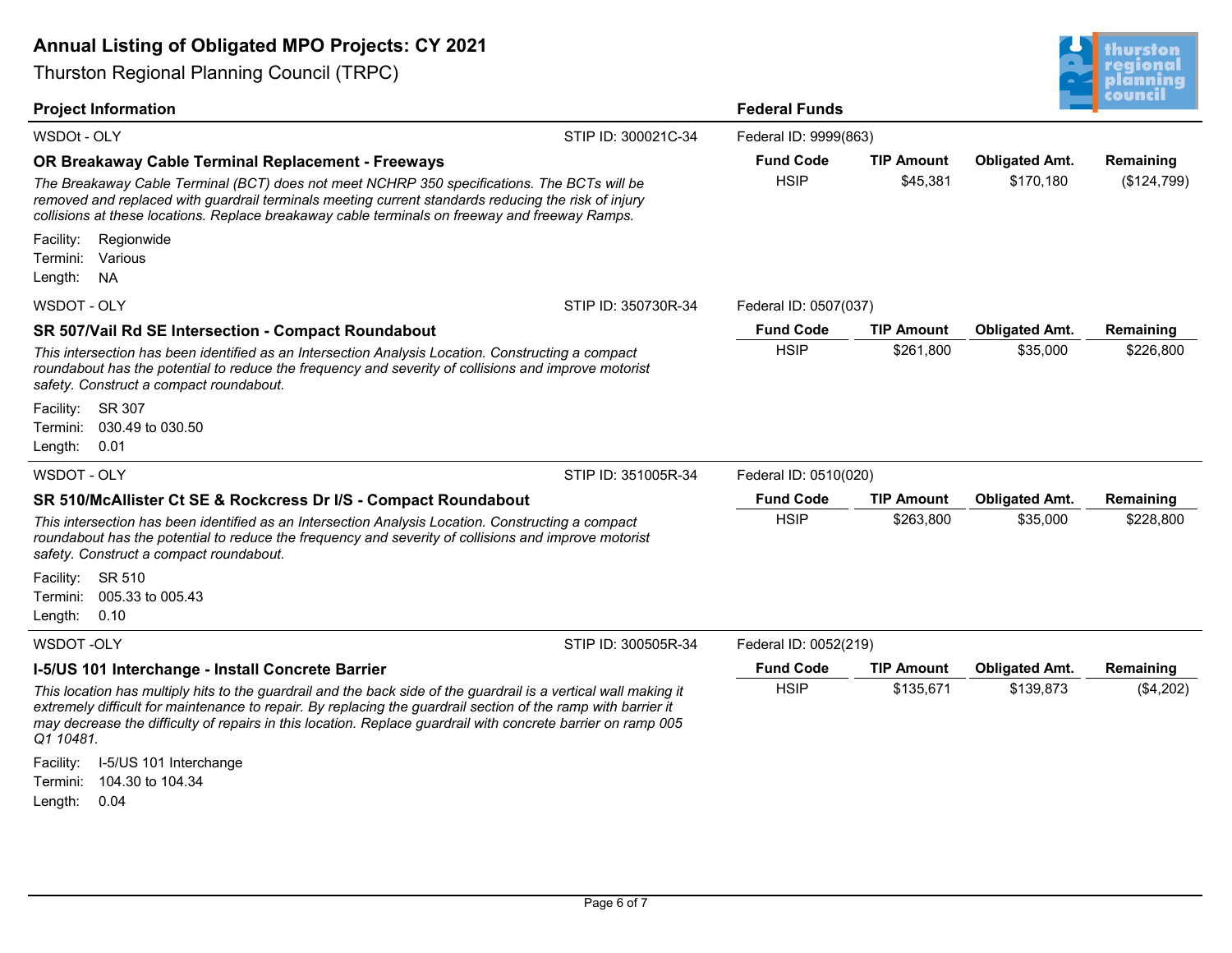# Annual Listing of Obligated MPO Projects: CY 2021

Thurston Regional Planning Council (TRPC)

**Project Information** | **Federal Funds**

---

WSDOt - OLY | STIP ID: 300021C-34 | Federal ID: 9999(863)

### OR Breakaway Cable Terminal Replacement - Freeways

*The Breakaway Cable Terminal (BCT) does not meet NCHRP 350 specifications. The BCTs will be removed and replaced with guardrail terminals meeting current standards reducing the risk of injury collisions at these locations. Replace breakaway cable terminals on freeway and freeway Ramps.*

Facility: Regionwide
Termini: Various
Length: NA

| Fund Code | TIP Amount | Obligated Amt. | Remaining |
|---|---|---|---|
| HSIP | $45,381 | $170,180 | ($124,799) |

---

WSDOT - OLY | STIP ID: 350730R-34 | Federal ID: 0507(037)

### SR 507/Vail Rd SE Intersection - Compact Roundabout

*This intersection has been identified as an Intersection Analysis Location. Constructing a compact roundabout has the potential to reduce the frequency and severity of collisions and improve motorist safety. Construct a compact roundabout.*

Facility: SR 307
Termini: 030.49 to 030.50
Length: 0.01

| Fund Code | TIP Amount | Obligated Amt. | Remaining |
|---|---|---|---|
| HSIP | $261,800 | $35,000 | $226,800 |

---

WSDOT - OLY | STIP ID: 351005R-34 | Federal ID: 0510(020)

### SR 510/McAllister Ct SE & Rockcress Dr I/S - Compact Roundabout

*This intersection has been identified as an Intersection Analysis Location. Constructing a compact roundabout has the potential to reduce the frequency and severity of collisions and improve motorist safety. Construct a compact roundabout.*

Facility: SR 510
Termini: 005.33 to 005.43
Length: 0.10

| Fund Code | TIP Amount | Obligated Amt. | Remaining |
|---|---|---|---|
| HSIP | $263,800 | $35,000 | $228,800 |

---

WSDOT -OLY | STIP ID: 300505R-34 | Federal ID: 0052(219)

### I-5/US 101 Interchange - Install Concrete Barrier

*This location has multiply hits to the guardrail and the back side of the guardrail is a vertical wall making it extremely difficult for maintenance to repair. By replacing the guardrail section of the ramp with barrier it may decrease the difficulty of repairs in this location. Replace guardrail with concrete barrier on ramp 005 Q1 10481.*

Facility: I-5/US 101 Interchange
Termini: 104.30 to 104.34
Length: 0.04

| Fund Code | TIP Amount | Obligated Amt. | Remaining |
|---|---|---|---|
| HSIP | $135,671 | $139,873 | ($4,202) |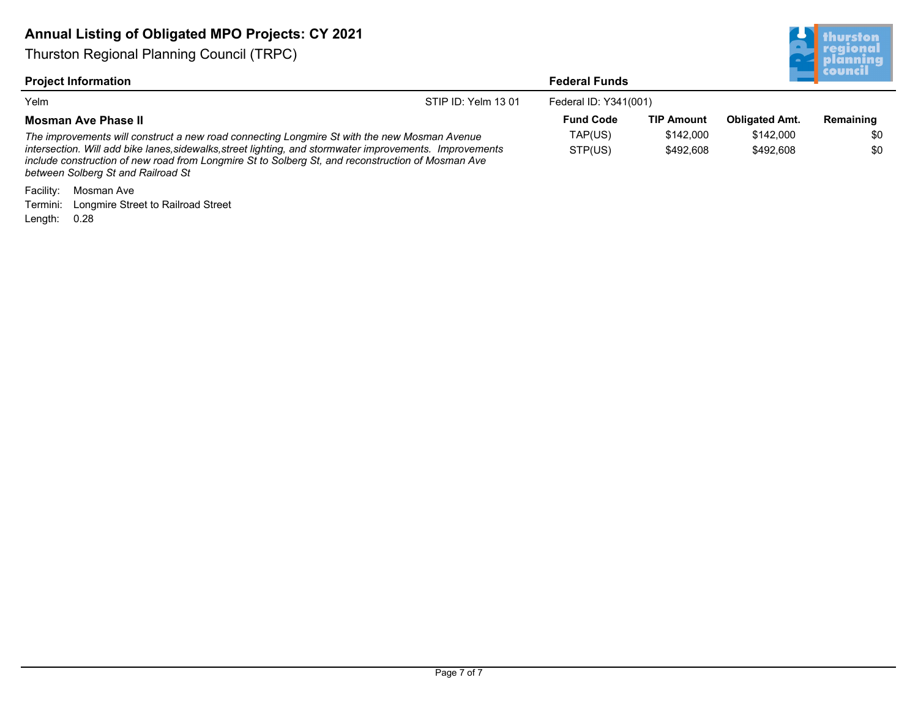# Annual Listing of Obligated MPO Projects: CY 2021

Thurston Regional Planning Council (TRPC)

**Project Information** | **Federal Funds**

Yelm — STIP ID: Yelm 13 01 — Federal ID: Y341(001)

### Mosman Ave Phase II

*The improvements will construct a new road connecting Longmire St with the new Mosman Avenue intersection. Will add bike lanes,sidewalks,street lighting, and stormwater improvements.  Improvements include construction of new road from Longmire St to Solberg St, and reconstruction of Mosman Ave between Solberg St and Railroad St*

| Fund Code | TIP Amount | Obligated Amt. | Remaining |
|---|---|---|---|
| TAP(US) | $142,000 | $142,000 | $0 |
| STP(US) | $492,608 | $492,608 | $0 |

Facility: Mosman Ave

Termini: Longmire Street to Railroad Street

Length: 0.28